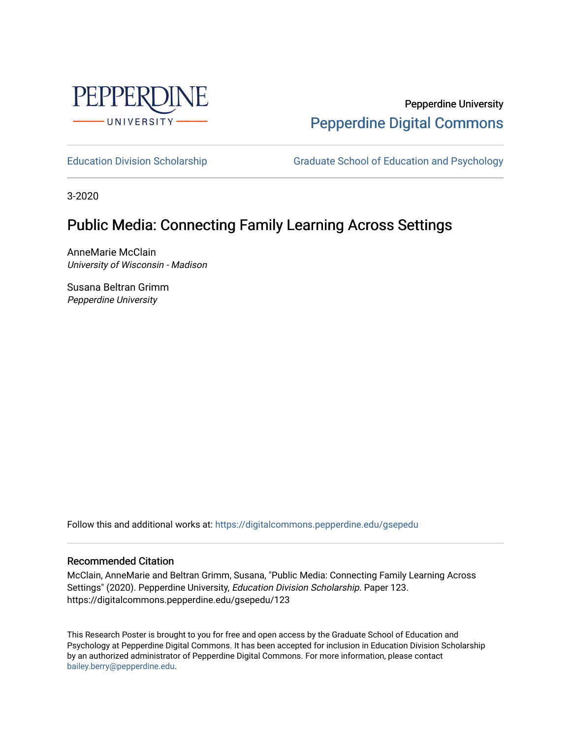Pepperdine University

Pepperdine Digital Commons

Education Division Scholarship | Graduate School of Education and Psychology

3-2020

# Public Media: Connecting Family Learning Across Settings

AnneMarie McClain
*University of Wisconsin - Madison*

Susana Beltran Grimm
*Pepperdine University*

Follow this and additional works at: https://digitalcommons.pepperdine.edu/gsepedu

## Recommended Citation

McClain, AnneMarie and Beltran Grimm, Susana, "Public Media: Connecting Family Learning Across Settings" (2020). Pepperdine University, *Education Division Scholarship.* Paper 123. https://digitalcommons.pepperdine.edu/gsepedu/123

This Research Poster is brought to you for free and open access by the Graduate School of Education and Psychology at Pepperdine Digital Commons. It has been accepted for inclusion in Education Division Scholarship by an authorized administrator of Pepperdine Digital Commons. For more information, please contact bailey.berry@pepperdine.edu.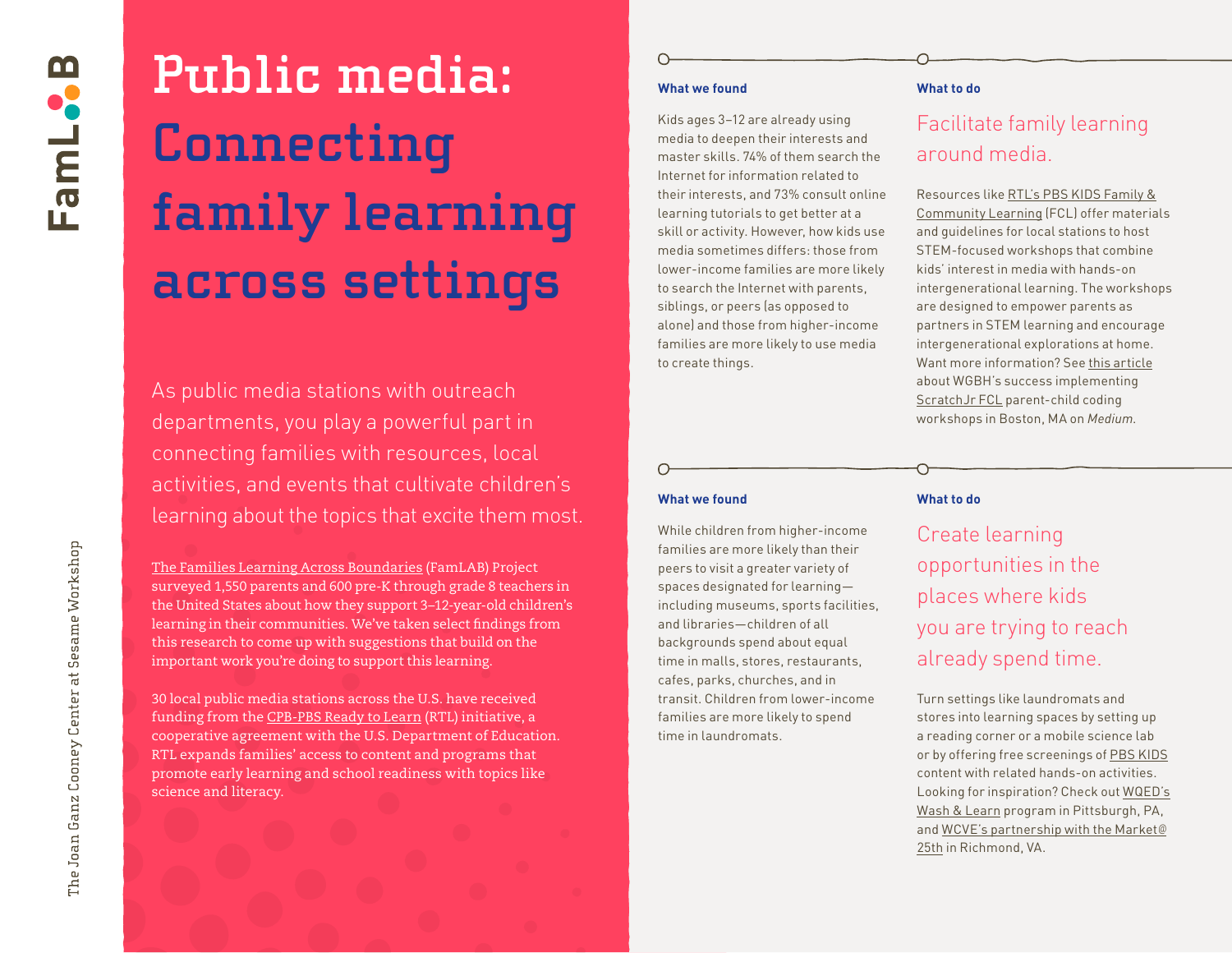# Public media: Connecting family learning across settings

As public media stations with outreach departments, you play a powerful part in connecting families with resources, local activities, and events that cultivate children's learning about the topics that excite them most.

The Families Learning Across Boundaries (FamLAB) Project surveyed 1,550 parents and 600 pre-K through grade 8 teachers in the United States about how they support 3–12-year-old children's learning in their communities. We've taken select findings from this research to come up with suggestions that build on the important work you're doing to support this learning.

30 local public media stations across the U.S. have received funding from the CPB-PBS Ready to Learn (RTL) initiative, a cooperative agreement with the U.S. Department of Education. RTL expands families' access to content and programs that promote early learning and school readiness with topics like science and literacy.

**What we found**

Kids ages 3–12 are already using media to deepen their interests and master skills. 74% of them search the Internet for information related to their interests, and 73% consult online learning tutorials to get better at a skill or activity. However, how kids use media sometimes differs: those from lower-income families are more likely to search the Internet with parents, siblings, or peers (as opposed to alone) and those from higher-income families are more likely to use media to create things.

**What to do**

## Facilitate family learning around media.

Resources like RTL's PBS KIDS Family & Community Learning (FCL) offer materials and guidelines for local stations to host STEM-focused workshops that combine kids' interest in media with hands-on intergenerational learning. The workshops are designed to empower parents as partners in STEM learning and encourage intergenerational explorations at home. Want more information? See this article about WGBH's success implementing ScratchJr FCL parent-child coding workshops in Boston, MA on *Medium*.

**What we found**

While children from higher-income families are more likely than their peers to visit a greater variety of spaces designated for learning—including museums, sports facilities, and libraries—children of all backgrounds spend about equal time in malls, stores, restaurants, cafes, parks, churches, and in transit. Children from lower-income families are more likely to spend time in laundromats.

**What to do**

## Create learning opportunities in the places where kids you are trying to reach already spend time.

Turn settings like laundromats and stores into learning spaces by setting up a reading corner or a mobile science lab or by offering free screenings of PBS KIDS content with related hands-on activities. Looking for inspiration? Check out WQED's Wash & Learn program in Pittsburgh, PA, and WCVE's partnership with the Market@25th in Richmond, VA.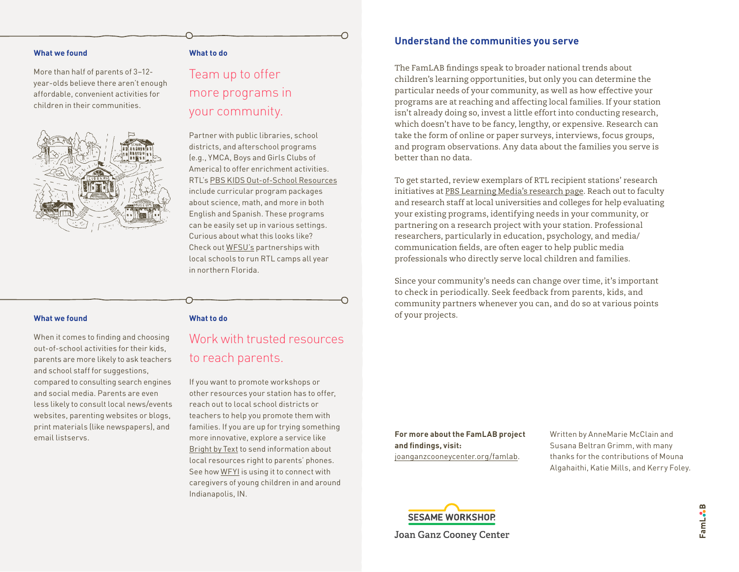### What we found

More than half of parents of 3–12-year-olds believe there aren't enough affordable, convenient activities for children in their communities.

### What to do

## Team up to offer more programs in your community.

Partner with public libraries, school districts, and afterschool programs (e.g., YMCA, Boys and Girls Clubs of America) to offer enrichment activities. RTL's PBS KIDS Out-of-School Resources include curricular program packages about science, math, and more in both English and Spanish. These programs can be easily set up in various settings. Curious about what this looks like? Check out WFSU's partnerships with local schools to run RTL camps all year in northern Florida.

### What we found

When it comes to finding and choosing out-of-school activities for their kids, parents are more likely to ask teachers and school staff for suggestions, compared to consulting search engines and social media. Parents are even less likely to consult local news/events websites, parenting websites or blogs, print materials (like newspapers), and email listservs.

### What to do

## Work with trusted resources to reach parents.

If you want to promote workshops or other resources your station has to offer, reach out to local school districts or teachers to help you promote them with families. If you are up for trying something more innovative, explore a service like Bright by Text to send information about local resources right to parents' phones. See how WFYI is using it to connect with caregivers of young children in and around Indianapolis, IN.

## Understand the communities you serve

The FamLAB findings speak to broader national trends about children's learning opportunities, but only you can determine the particular needs of your community, as well as how effective your programs are at reaching and affecting local families. If your station isn't already doing so, invest a little effort into conducting research, which doesn't have to be fancy, lengthy, or expensive. Research can take the form of online or paper surveys, interviews, focus groups, and program observations. Any data about the families you serve is better than no data.

To get started, review exemplars of RTL recipient stations' research initiatives at PBS Learning Media's research page. Reach out to faculty and research staff at local universities and colleges for help evaluating your existing programs, identifying needs in your community, or partnering on a research project with your station. Professional researchers, particularly in education, psychology, and media/communication fields, are often eager to help public media professionals who directly serve local children and families.

Since your community's needs can change over time, it's important to check in periodically. Seek feedback from parents, kids, and community partners whenever you can, and do so at various points of your projects.

**For more about the FamLAB project and findings, visit:** joanganzcooneycenter.org/famlab.

Written by AnneMarie McClain and Susana Beltran Grimm, with many thanks for the contributions of Mouna Algahaithi, Katie Mills, and Kerry Foley.

SESAME WORKSHOP

Joan Ganz Cooney Center

FamLAB